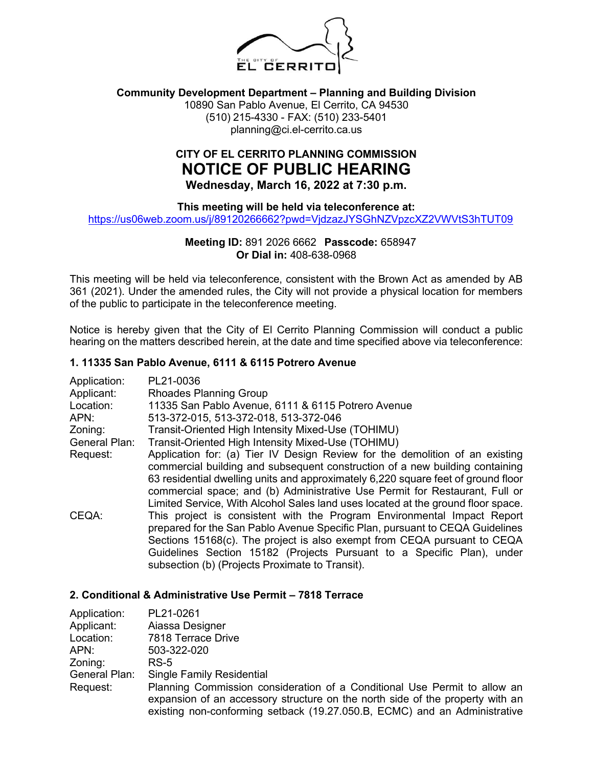**Community Development Department – Planning and Building Division**
10890 San Pablo Avenue, El Cerrito, CA 94530
(510) 215-4330 - FAX: (510) 233-5401
planning@ci.el-cerrito.ca.us

## CITY OF EL CERRITO PLANNING COMMISSION

# NOTICE OF PUBLIC HEARING

**Wednesday, March 16, 2022 at 7:30 p.m.**

**This meeting will be held via teleconference at:**
https://us06web.zoom.us/j/89120266662?pwd=VjdzazJYSGhNZVpzcXZ2VWVtS3hTUT09

**Meeting ID:** 891 2026 6662 **Passcode:** 658947
**Or Dial in:** 408-638-0968

This meeting will be held via teleconference, consistent with the Brown Act as amended by AB 361 (2021). Under the amended rules, the City will not provide a physical location for members of the public to participate in the teleconference meeting.

Notice is hereby given that the City of El Cerrito Planning Commission will conduct a public hearing on the matters described herein, at the date and time specified above via teleconference:

### 1. 11335 San Pablo Avenue, 6111 & 6115 Potrero Avenue

| | |
|---|---|
| Application: | PL21-0036 |
| Applicant: | Rhoades Planning Group |
| Location: | 11335 San Pablo Avenue, 6111 & 6115 Potrero Avenue |
| APN: | 513-372-015, 513-372-018, 513-372-046 |
| Zoning: | Transit-Oriented High Intensity Mixed-Use (TOHIMU) |
| General Plan: | Transit-Oriented High Intensity Mixed-Use (TOHIMU) |
| Request: | Application for: (a) Tier IV Design Review for the demolition of an existing commercial building and subsequent construction of a new building containing 63 residential dwelling units and approximately 6,220 square feet of ground floor commercial space; and (b) Administrative Use Permit for Restaurant, Full or Limited Service, With Alcohol Sales land uses located at the ground floor space. |
| CEQA: | This project is consistent with the Program Environmental Impact Report prepared for the San Pablo Avenue Specific Plan, pursuant to CEQA Guidelines Sections 15168(c). The project is also exempt from CEQA pursuant to CEQA Guidelines Section 15182 (Projects Pursuant to a Specific Plan), under subsection (b) (Projects Proximate to Transit). |

### 2. Conditional & Administrative Use Permit – 7818 Terrace

| | |
|---|---|
| Application: | PL21-0261 |
| Applicant: | Aiassa Designer |
| Location: | 7818 Terrace Drive |
| APN: | 503-322-020 |
| Zoning: | RS-5 |
| General Plan: | Single Family Residential |
| Request: | Planning Commission consideration of a Conditional Use Permit to allow an expansion of an accessory structure on the north side of the property with an existing non-conforming setback (19.27.050.B, ECMC) and an Administrative |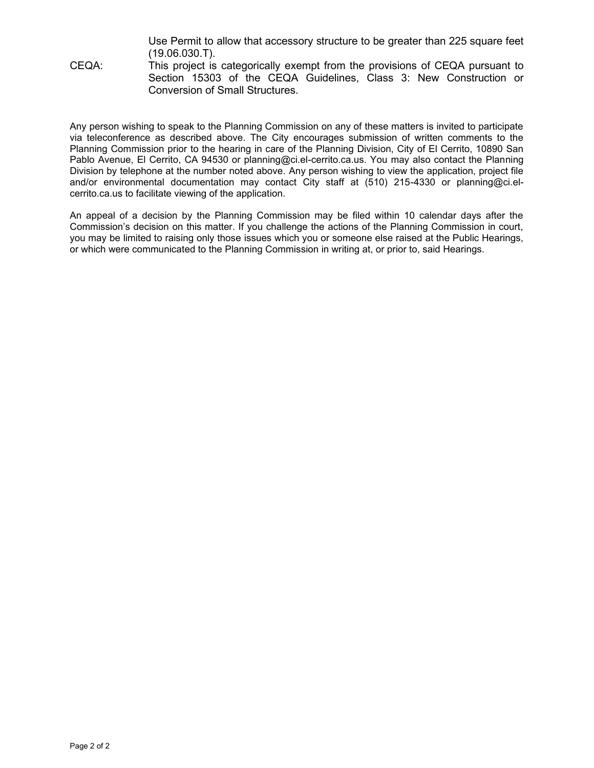Use Permit to allow that accessory structure to be greater than 225 square feet (19.06.030.T).

CEQA: This project is categorically exempt from the provisions of CEQA pursuant to Section 15303 of the CEQA Guidelines, Class 3: New Construction or Conversion of Small Structures.

Any person wishing to speak to the Planning Commission on any of these matters is invited to participate via teleconference as described above. The City encourages submission of written comments to the Planning Commission prior to the hearing in care of the Planning Division, City of El Cerrito, 10890 San Pablo Avenue, El Cerrito, CA 94530 or planning@ci.el-cerrito.ca.us. You may also contact the Planning Division by telephone at the number noted above. Any person wishing to view the application, project file and/or environmental documentation may contact City staff at (510) 215-4330 or planning@ci.el-cerrito.ca.us to facilitate viewing of the application.

An appeal of a decision by the Planning Commission may be filed within 10 calendar days after the Commission's decision on this matter. If you challenge the actions of the Planning Commission in court, you may be limited to raising only those issues which you or someone else raised at the Public Hearings, or which were communicated to the Planning Commission in writing at, or prior to, said Hearings.